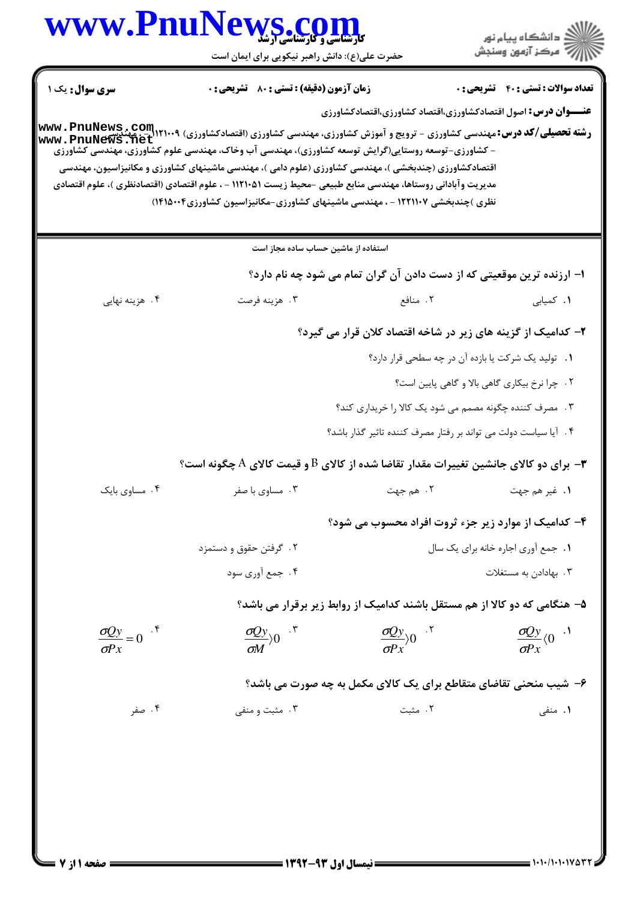**سری سوال:** یک ۱

**زمان آزمون (دقیقه) : تستی : ۸۰ تشریحی : ۰**

**تعداد سوالات : تستی : ۴۰ تشریحی : ۰**

**عنـــوان درس:** اصول اقتصادکشاورزی،اقتصاد کشاورزی،اقتصادکشاورزی

**رشته تحصیلی/کد درس:** مهندسی کشاورزی - ترویج و آموزش کشاورزی، مهندسی کشاورزی (اقتصادکشاورزی) ۱۲۱۰۰۹ - ، مهندسی - کشاورزی-توسعه روستایی(گرایش توسعه کشاورزی)، مهندسی آب وخاک، مهندسی علوم کشاورزی، مهندسی کشاورزی اقتصادکشاورزی (چندبخشی )، مهندسی کشاورزی (علوم دامی )، مهندسی ماشینهای کشاورزی و مکانیزاسیون، مهندسی مدیریت وآبادانی روستاها، مهندسی منابع طبیعی -محیط زیست ۱۱۲۱۰۵۱ - ، علوم اقتصادی (اقتصادنظری )، علوم اقتصادی نظری )چندبخشی ۱۲۲۱۱۰۷ - ، مهندسی ماشینهای کشاورزی-مکانیزاسیون کشاورزی۱۴۱۵۰۰۴)

استفاده از ماشین حساب ساده مجاز است

**۱- ارزنده ترین موقعیتی که از دست دادن آن گران تمام می شود چه نام دارد؟**

۱. کمیابی
۲. منافع
۳. هزینه فرصت
۴. هزینه نهایی

**۲- کدامیک از گزینه های زیر در شاخه اقتصاد کلان قرار می گیرد؟**

۱. تولید یک شرکت یا بازده آن در چه سطحی قرار دارد؟
۲. چرا نرخ بیکاری گاهی بالا و گاهی پایین است؟
۳. مصرف کننده چگونه مصمم می شود یک کالا را خریداری کند؟
۴. آیا سیاست دولت می تواند بر رفتار مصرف کننده تاثیر گذار باشد؟

**۳- برای دو کالای جانشین تغییرات مقدار تقاضا شده از کالای B و قیمت کالای A چگونه است؟**

۱. غیر هم جهت
۲. هم جهت
۳. مساوی با صفر
۴. مساوی بایک

**۴- کدامیک از موارد زیر جزء ثروت افراد محسوب می شود؟**

۱. جمع آوری اجاره خانه برای یک سال
۲. گرفتن حقوق و دستمزد
۳. بهادادن به مستغلات
۴. جمع آوری سود

**۵- هنگامی که دو کالا از هم مستقل باشند کدامیک از روابط زیر برقرار می باشد؟**

۱. $\frac{\sigma Qy}{\sigma Px} < 0$
۲. $\frac{\sigma Qy}{\sigma Px} > 0$
۳. $\frac{\sigma Qy}{\sigma M} > 0$
۴. $\frac{\sigma Qy}{\sigma Px} = 0$

**۶- شیب منحنی تقاضای متقاطع برای یک کالای مکمل به چه صورت می باشد؟**

۱. منفی
۲. مثبت
۳. مثبت و منفی
۴. صفر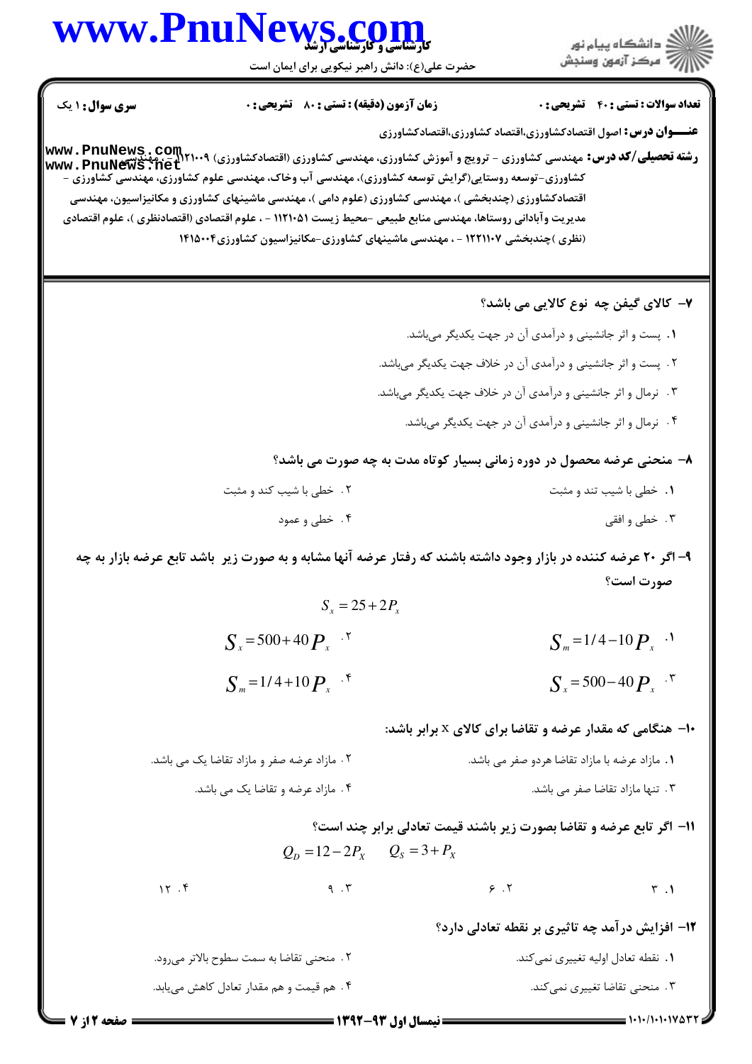**سری سوال:** ۱ یک | **زمان آزمون (دقیقه) : تستی :** ۸۰ **تشریحی :** ۰ | **تعداد سوالات : تستی :** ۴۰ **تشریحی :** ۰

**عنـــوان درس:** اصول اقتصادکشاورزی،اقتصاد کشاورزی،اقتصادکشاورزی

**رشته تحصیلی/کد درس:** مهندسی کشاورزی - ترویج و آموزش کشاورزی، مهندسی کشاورزی (اقتصادکشاورزی) ۱۲۱۰۰۹ - ، مهندسی کشاورزی-توسعه روستایی(گرایش توسعه کشاورزی)، مهندسی آب وخاک، مهندسی علوم کشاورزی، مهندسی کشاورزی - اقتصادکشاورزی (چندبخشی )، مهندسی کشاورزی (علوم دامی )، مهندسی ماشینهای کشاورزی و مکانیزاسیون، مهندسی مدیریت وآبادانی روستاها، مهندسی منابع طبیعی -محیط زیست ۱۱۲۱۰۵۱ - ، علوم اقتصادی (اقتصادنظری )، علوم اقتصادی (نظری )چندبخشی ۱۲۲۱۱۰۷ - ، مهندسی ماشینهای کشاورزی-مکانیزاسیون کشاورزی۱۴۱۵۰۰۴

**۷- کالای گیفن چه نوع کالایی می باشد؟**

۱. پست و اثر جانشینی و درآمدی آن در جهت یکدیگر می‌باشد.

۲. پست و اثر جانشینی و درآمدی آن در خلاف جهت یکدیگر می‌باشد.

۳. نرمال و اثر جانشینی و درآمدی آن در خلاف جهت یکدیگر می‌باشد.

۴. نرمال و اثر جانشینی و درآمدی آن در جهت یکدیگر می‌باشد.

**۸- منحنی عرضه محصول در دوره زمانی بسیار کوتاه مدت به چه صورت می باشد؟**

۱. خطی با شیب تند و مثبت

۲. خطی با شیب کند و مثبت

۳. خطی و افقی

۴. خطی و عمود

**۹- اگر ۲۰ عرضه کننده در بازار وجود داشته باشند که رفتار عرضه آنها مشابه و به صورت زیر باشد تابع عرضه بازار به چه صورت است؟**

$$S_x = 25 + 2P_x$$

۱. $S_m = 1/4 - 10P_x$

۲. $S_x = 500 + 40P_x$

۳. $S_x = 500 - 40P_x$

۴. $S_m = 1/4 + 10P_x$

**۱۰- هنگامی که مقدار عرضه و تقاضا برای کالای x برابر باشد:**

۱. مازاد عرضه با مازاد تقاضا هردو صفر می باشد.

۲. مازاد عرضه صفر و مازاد تقاضا یک می باشد.

۳. تنها مازاد تقاضا صفر می باشد.

۴. مازاد عرضه و تقاضا یک می باشد.

**۱۱- اگر تابع عرضه و تقاضا بصورت زیر باشند قیمت تعادلی برابر چند است؟**

$$Q_D = 12 - 2P_X \qquad Q_S = 3 + P_X$$

۱. ۳

۲. ۶

۳. ۹

۴. ۱۲

**۱۲- افزایش درآمد چه تاثیری بر نقطه تعادلی دارد؟**

۱. نقطه تعادل اولیه تغییری نمی‌کند.

۲. منحنی تقاضا به سمت سطوح بالاتر می‌رود.

۳. منحنی تقاضا تغییری نمی‌کند.

۴. هم قیمت و هم مقدار تعادل کاهش می‌یابد.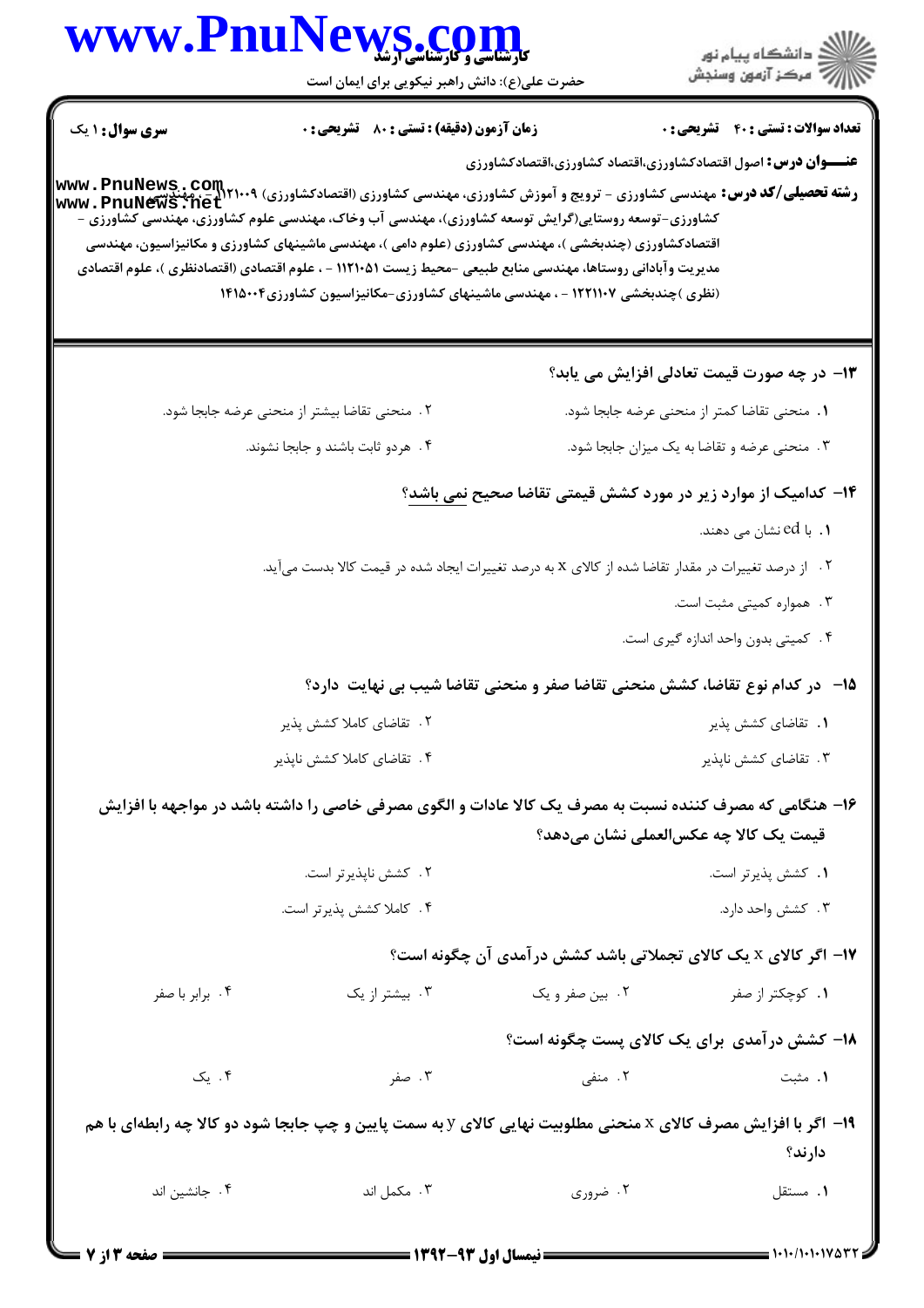**سری سوال :** ۱ یک

**زمان آزمون (دقیقه) : تستی :** ۸۰ **تشریحی :** ۰

**تعداد سوالات : تستی :** ۴۰ **تشریحی :** ۰

**عنـــوان درس :** اصول اقتصادکشاورزی،اقتصاد کشاورزی،اقتصادکشاورزی

**رشته تحصیلی/کد درس :** مهندسی کشاورزی - ترویج و آموزش کشاورزی، مهندسی کشاورزی (اقتصادکشاورزی) ۱۲۱۰۰۹ - ، مهندسی کشاورزی-توسعه روستایی(گرایش توسعه کشاورزی)، مهندسی آب وخاک، مهندسی علوم کشاورزی، مهندسی کشاورزی - اقتصادکشاورزی (چندبخشی )، مهندسی کشاورزی (علوم دامی )، مهندسی ماشینهای کشاورزی و مکانیزاسیون، مهندسی مدیریت وآبادانی روستاها، مهندسی منابع طبیعی -محیط زیست ۱۱۲۱۰۵۱ - ، علوم اقتصادی (اقتصادنظری )، علوم اقتصادی (نظری )چندبخشی ۱۲۲۱۱۰۷ - ، مهندسی ماشینهای کشاورزی-مکانیزاسیون کشاورزی۱۴۱۵۰۰۴

۱۳- در چه صورت قیمت تعادلی افزایش می یابد؟

۱. منحنی تقاضا کمتر از منحنی عرضه جابجا شود.

۲. منحنی تقاضا بیشتر از منحنی عرضه جابجا شود.

۳. منحنی عرضه و تقاضا به یک میزان جابجا شود.

۴. هردو ثابت باشند و جابجا نشوند.

۱۴- کدامیک از موارد زیر در مورد کشش قیمتی تقاضا صحیح نمی باشد؟

۱. با ed نشان می دهند.

۲. از درصد تغییرات در مقدار تقاضا شده از کالای x به درصد تغییرات ایجاد شده در قیمت کالا بدست می‌آید.

۳. همواره کمیتی مثبت است.

۴. کمیتی بدون واحد اندازه گیری است.

۱۵- در کدام نوع تقاضا، کشش منحنی تقاضا صفر و منحنی تقاضا شیب بی نهایت دارد؟

۱. تقاضای کشش پذیر

۲. تقاضای کاملا کشش پذیر

۳. تقاضای کشش ناپذیر

۴. تقاضای کاملا کشش ناپذیر

۱۶- هنگامی که مصرف کننده نسبت به مصرف یک کالا عادات و الگوی مصرفی خاصی را داشته باشد در مواجهه با افزایش قیمت یک کالا چه عکس‌العملی نشان می‌دهد؟

۱. کشش پذیرتر است.

۲. کشش ناپذیرتر است.

۳. کشش واحد دارد.

۴. کاملا کشش پذیرتر است.

۱۷- اگر کالای x یک کالای تجملاتی باشد کشش درآمدی آن چگونه است؟

۱. کوچکتر از صفر

۲. بین صفر و یک

۳. بیشتر از یک

۴. برابر با صفر

۱۸- کشش درآمدی برای یک کالای پست چگونه است؟

۱. مثبت

۲. منفی

۳. صفر

۴. یک

۱۹- اگر با افزایش مصرف کالای x منحنی مطلوبیت نهایی کالای y به سمت پایین و چپ جابجا شود دو کالا چه رابطه‌ای با هم دارند؟

۱. مستقل

۲. ضروری

۳. مکمل اند

۴. جانشین اند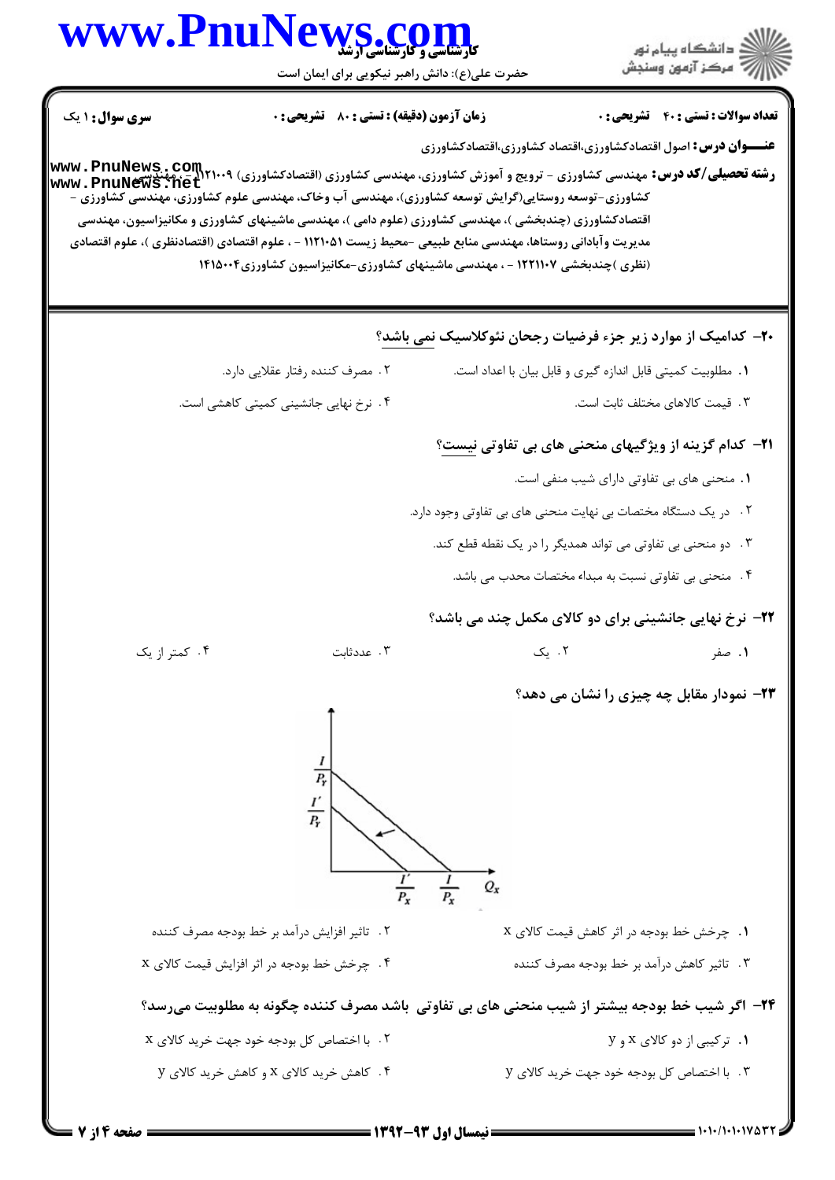سری سوال: ۱ یک

زمان آزمون (دقیقه) : تستی : ۸۰ تشریحی : ۰

تعداد سوالات : تستی : ۴۰ تشریحی : ۰

**عنـــوان درس:** اصول اقتصادکشاورزی،اقتصاد کشاورزی،اقتصادکشاورزی

**رشته تحصیلی/کد درس:** مهندسی کشاورزی - ترویج و آموزش کشاورزی، مهندسی کشاورزی (اقتصادکشاورزی) ۱۲۱۰۰۹ - ، مهندسی کشاورزی-توسعه روستایی(گرایش توسعه کشاورزی)، مهندسی آب وخاک، مهندسی علوم کشاورزی، مهندسی کشاورزی - اقتصادکشاورزی (چندبخشی )، مهندسی کشاورزی (علوم دامی )، مهندسی ماشینهای کشاورزی و مکانیزاسیون، مهندسی مدیریت وآبادانی روستاها، مهندسی منابع طبیعی -محیط زیست ۱۱۲۱۰۵۱ - ، علوم اقتصادی (اقتصادنظری )، علوم اقتصادی (نظری )چندبخشی ۱۲۲۱۱۰۷ - ، مهندسی ماشینهای کشاورزی-مکانیزاسیون کشاورزی۱۴۱۵۰۰۴

**۲۰- کدامیک از موارد زیر جزء فرضیات رجحان نئوکلاسیک نمی باشد؟**

۱. مطلوبیت کمیتی قابل اندازه گیری و قابل بیان با اعداد است.

۲. مصرف کننده رفتار عقلایی دارد.

۳. قیمت کالاهای مختلف ثابت است.

۴. نرخ نهایی جانشینی کمیتی کاهشی است.

**۲۱- کدام گزینه از ویژگیهای منحنی های بی تفاوتی نیست؟**

۱. منحنی های بی تفاوتی دارای شیب منفی است.

۲. در یک دستگاه مختصات بی نهایت منحنی های بی تفاوتی وجود دارد.

۳. دو منحنی بی تفاوتی می تواند همدیگر را در یک نقطه قطع کند.

۴. منحنی بی تفاوتی نسبت به مبداء مختصات محدب می باشد.

**۲۲- نرخ نهایی جانشینی برای دو کالای مکمل چند می باشد؟**

۱. صفر

۲. یک

۳. عددثابت

۴. کمتر از یک

**۲۳- نمودار مقابل چه چیزی را نشان می دهد؟**

(نمودار: محور عمودی با مقادیر $\frac{I}{P_Y}$ و $\frac{I'}{P_Y}$، محور افقی $Q_x$ با مقادیر $\frac{I'}{P_x}$ و $\frac{I}{P_x}$)

۱. چرخش خط بودجه در اثر کاهش قیمت کالای x

۲. تاثیر افزایش درآمد بر خط بودجه مصرف کننده

۳. تاثیر کاهش درآمد بر خط بودجه مصرف کننده

۴. چرخش خط بودجه در اثر افزایش قیمت کالای x

**۲۴- اگر شیب خط بودجه بیشتر از شیب منحنی های بی تفاوتی باشد مصرف کننده چگونه به مطلوبیت می‌رسد؟**

۱. ترکیبی از دو کالای x و y

۲. با اختصاص کل بودجه خود جهت خرید کالای x

۳. با اختصاص کل بودجه خود جهت خرید کالای y

۴. کاهش خرید کالای x و کاهش خرید کالای y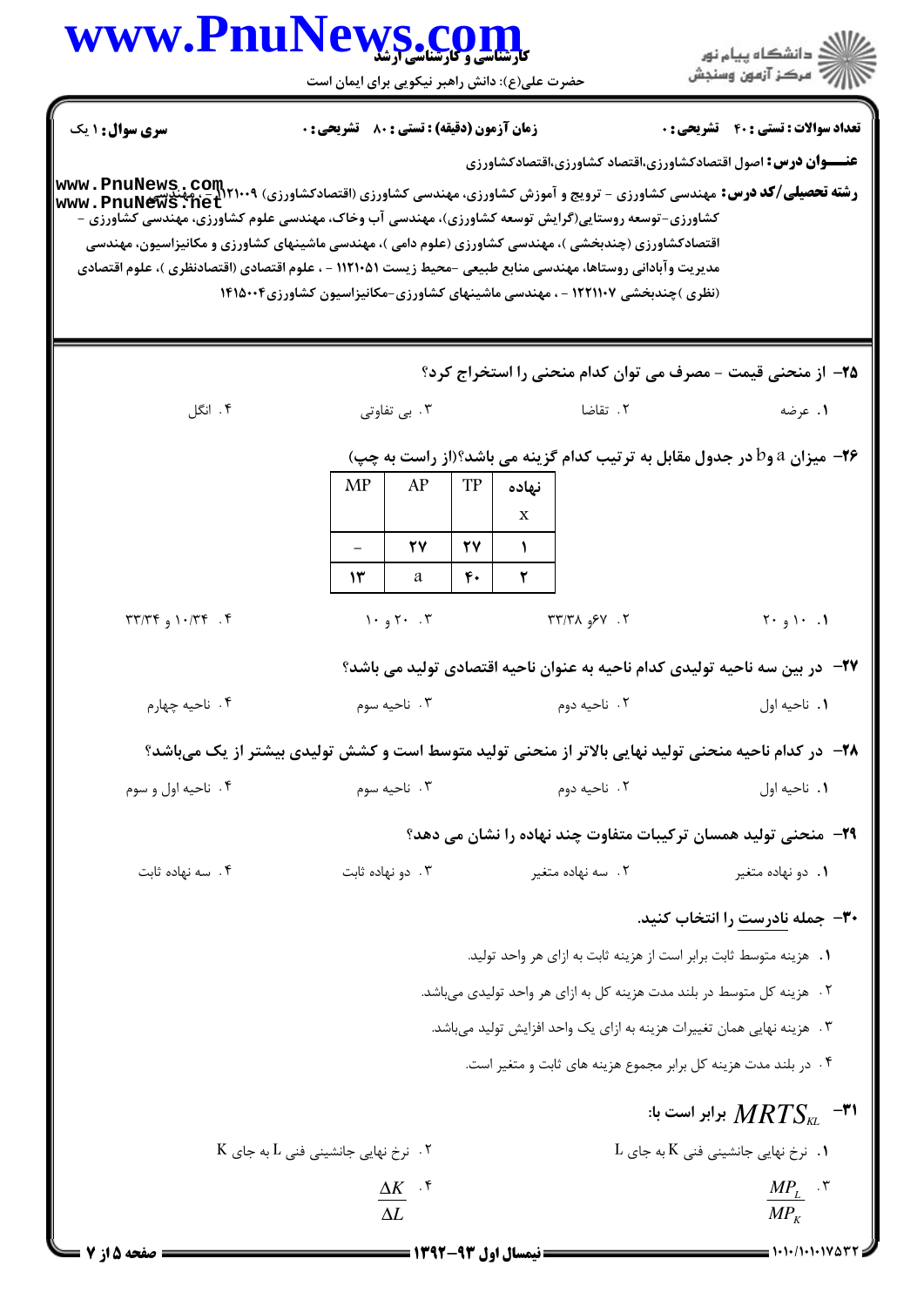**سری سوال:** ۱ یک    **زمان آزمون (دقیقه) : تستی :** ۸۰ **تشریحی :** ۰    **تعداد سوالات : تستی :** ۴۰ **تشریحی :** ۰

**عنـــوان درس:** اصول اقتصادکشاورزی،اقتصاد کشاورزی،اقتصادکشاورزی

**رشته تحصیلی/کد درس:** مهندسی کشاورزی - ترویج و آموزش کشاورزی، مهندسی کشاورزی (اقتصادکشاورزی) ۱۲۱۰۰۹ - ، مهندسی کشاورزی-توسعه روستایی(گرایش توسعه کشاورزی)، مهندسی آب وخاک، مهندسی علوم کشاورزی، مهندسی کشاورزی - اقتصادکشاورزی (چندبخشی )، مهندسی کشاورزی (علوم دامی )، مهندسی ماشینهای کشاورزی و مکانیزاسیون، مهندسی مدیریت وآبادانی روستاها، مهندسی منابع طبیعی -محیط زیست ۱۱۲۱۰۵۱ - ، علوم اقتصادی (اقتصادنظری )، علوم اقتصادی (نظری )چندبخشی ۱۲۲۱۱۰۷ - ، مهندسی ماشینهای کشاورزی-مکانیزاسیون کشاورزی۱۴۱۵۰۰۴

**۲۵- از منحنی قیمت - مصرف می توان کدام منحنی را استخراج کرد؟**

۱. عرضه    ۲. تقاضا    ۳. بی تفاوتی    ۴. انگل

**۲۶- میزان a وb در جدول مقابل به ترتیب کدام گزینه می باشد؟(از راست به چپ)**

| نهاده x | TP | AP | MP |
|---|---|---|---|
| ۱ | ۲۷ | ۲۷ | - |
| ۲ | ۴۰ | a | ۱۳ |

۱. ۱۰ و ۲۰    ۲. ۶۷و ۳۳/۳۸    ۳. ۲۰ و ۱۰    ۴. ۱۰/۳۴ و ۳۳/۳۴

**۲۷- در بین سه ناحیه تولیدی کدام ناحیه به عنوان ناحیه اقتصادی تولید می باشد؟**

۱. ناحیه اول    ۲. ناحیه دوم    ۳. ناحیه سوم    ۴. ناحیه چهارم

**۲۸- در کدام ناحیه منحنی تولید نهایی بالاتر از منحنی تولید متوسط است و کشش تولیدی بیشتر از یک میباشد؟**

۱. ناحیه اول    ۲. ناحیه دوم    ۳. ناحیه سوم    ۴. ناحیه اول و سوم

**۲۹- منحنی تولید همسان ترکیبات متفاوت چند نهاده را نشان می دهد؟**

۱. دو نهاده متغیر    ۲. سه نهاده متغیر    ۳. دو نهاده ثابت    ۴. سه نهاده ثابت

**۳۰- جمله نادرست را انتخاب کنید.**

۱. هزینه متوسط ثابت برابر است از هزینه ثابت به ازای هر واحد تولید.

۲. هزینه کل متوسط در بلند مدت هزینه کل به ازای هر واحد تولیدی میباشد.

۳. هزینه نهایی همان تغییرات هزینه به ازای یک واحد افزایش تولید میباشد.

۴. در بلند مدت هزینه کل برابر مجموع هزینه های ثابت و متغیر است.

**۳۱- $MRTS_{KL}$ برابر است با:**

۱. نرخ نهایی جانشینی فنی K به جای L    ۲. نرخ نهایی جانشینی فنی L به جای K

۳. $\frac{MP_L}{MP_K}$    ۴. $\frac{\Delta K}{\Delta L}$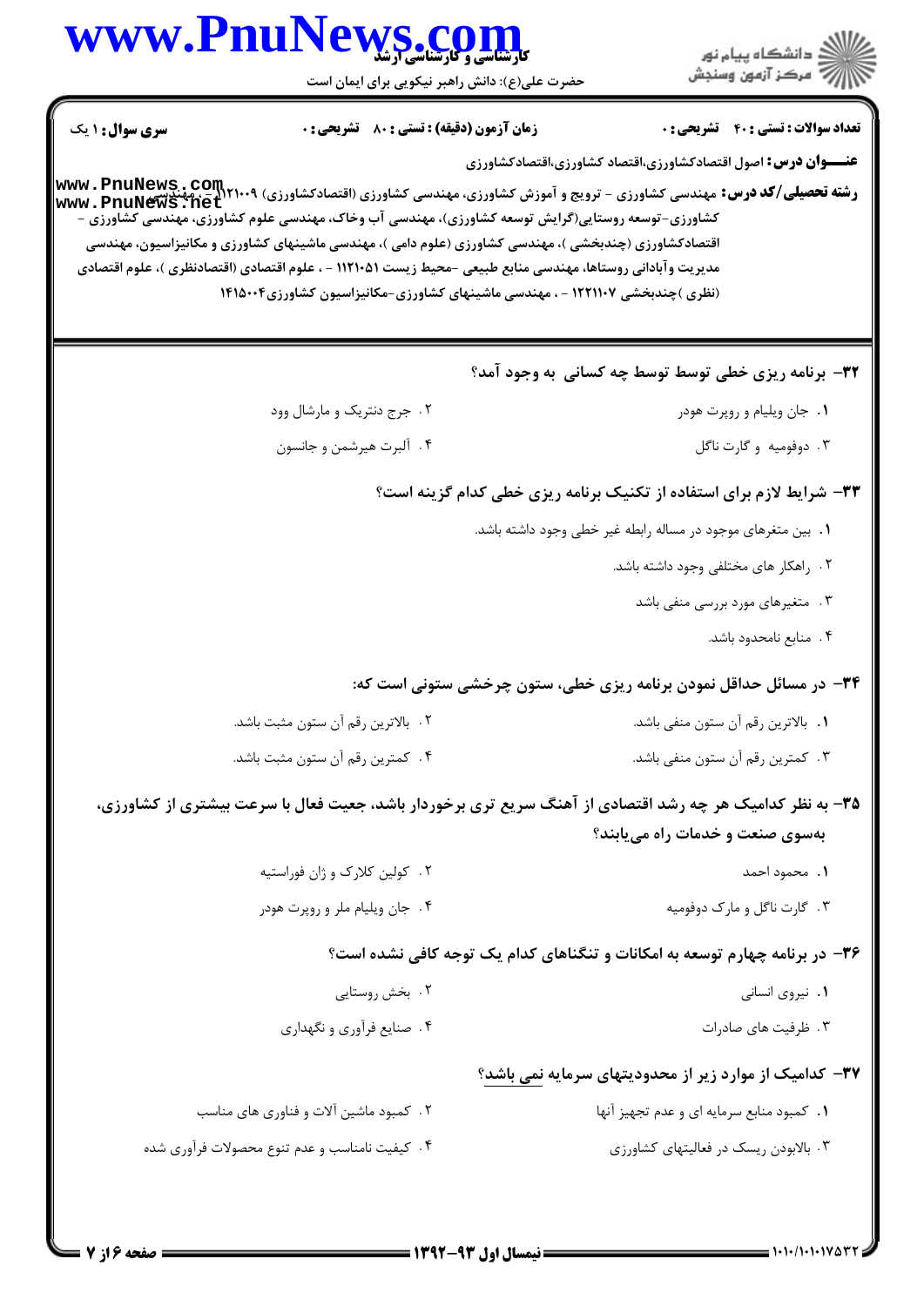**تعداد سوالات : تستی : ۴۰ تشریحی : ۰** | **زمان آزمون (دقیقه) : تستی : ۸۰ تشریحی : ۰** | **سری سوال : ۱ یک**

**عنـــوان درس:** اصول اقتصادکشاورزی،اقتصاد کشاورزی،اقتصادکشاورزی

**رشته تحصیلی/کد درس:** مهندسی کشاورزی - ترویج و آموزش کشاورزی، مهندسی کشاورزی (اقتصادکشاورزی) ۱۱۲۱۰۰۹ - ، مهندسی کشاورزی-توسعه روستایی(گرایش توسعه کشاورزی)، مهندسی آب وخاک، مهندسی علوم کشاورزی، مهندسی کشاورزی - اقتصادکشاورزی (چندبخشی )، مهندسی کشاورزی (علوم دامی )، مهندسی ماشینهای کشاورزی و مکانیزاسیون، مهندسی مدیریت وآبادانی روستاها، مهندسی منابع طبیعی -محیط زیست ۱۱۲۱۰۵۱ - ، علوم اقتصادی (اقتصادنظری )، علوم اقتصادی (نظری )چندبخشی ۱۲۲۱۱۰۷ - ، مهندسی ماشینهای کشاورزی-مکانیزاسیون کشاورزی۱۴۱۵۰۰۴

---

**۳۲- برنامه ریزی خطی توسط چه کسانی به وجود آمد؟**

۱. جان ویلیام و روپرت هودر
۲. جرج دنتریک و مارشال وود
۳. دوفومیه و گارت ناگل
۴. آلبرت هیرشمن و جانسون

**۳۳- شرایط لازم برای استفاده از تکنیک برنامه ریزی خطی کدام گزینه است؟**

۱. بین متغرهای موجود در مساله رابطه غیر خطی وجود داشته باشد.
۲. راهکار های مختلفی وجود داشته باشد.
۳. متغیرهای مورد بررسی منفی باشد
۴. منابع نامحدود باشد.

**۳۴- در مسائل حداقل نمودن برنامه ریزی خطی، ستون چرخشی ستونی است که:**

۱. بالاترین رقم آن ستون منفی باشد.
۲. بالاترین رقم آن ستون مثبت باشد.
۳. کمترین رقم آن ستون منفی باشد.
۴. کمترین رقم آن ستون مثبت باشد.

**۳۵- به نظر کدامیک هر چه رشد اقتصادی از آهنگ سریع تری برخوردار باشد، جمعیت فعال با سرعت بیشتری از کشاورزی، به‌سوی صنعت و خدمات راه می‌یابند؟**

۱. محمود احمد
۲. کولین کلارک و ژان فوراستیه
۳. گارت ناگل و مارک دوفومیه
۴. جان ویلیام ملر و روپرت هودر

**۳۶- در برنامه چهارم توسعه به امکانات و تنگناهای کدام یک توجه کافی نشده است؟**

۱. نیروی انسانی
۲. بخش روستایی
۳. ظرفیت های صادرات
۴. صنایع فرآوری و نگهداری

**۳۷- کدامیک از موارد زیر از محدودیتهای سرمایه نمی باشد؟**

۱. کمبود منابع سرمایه ای و عدم تجهیز آنها
۲. کمبود ماشین آلات و فناوری های مناسب
۳. بالابودن ریسک در فعالیتهای کشاورزی
۴. کیفیت نامناسب و عدم تنوع محصولات فرآوری شده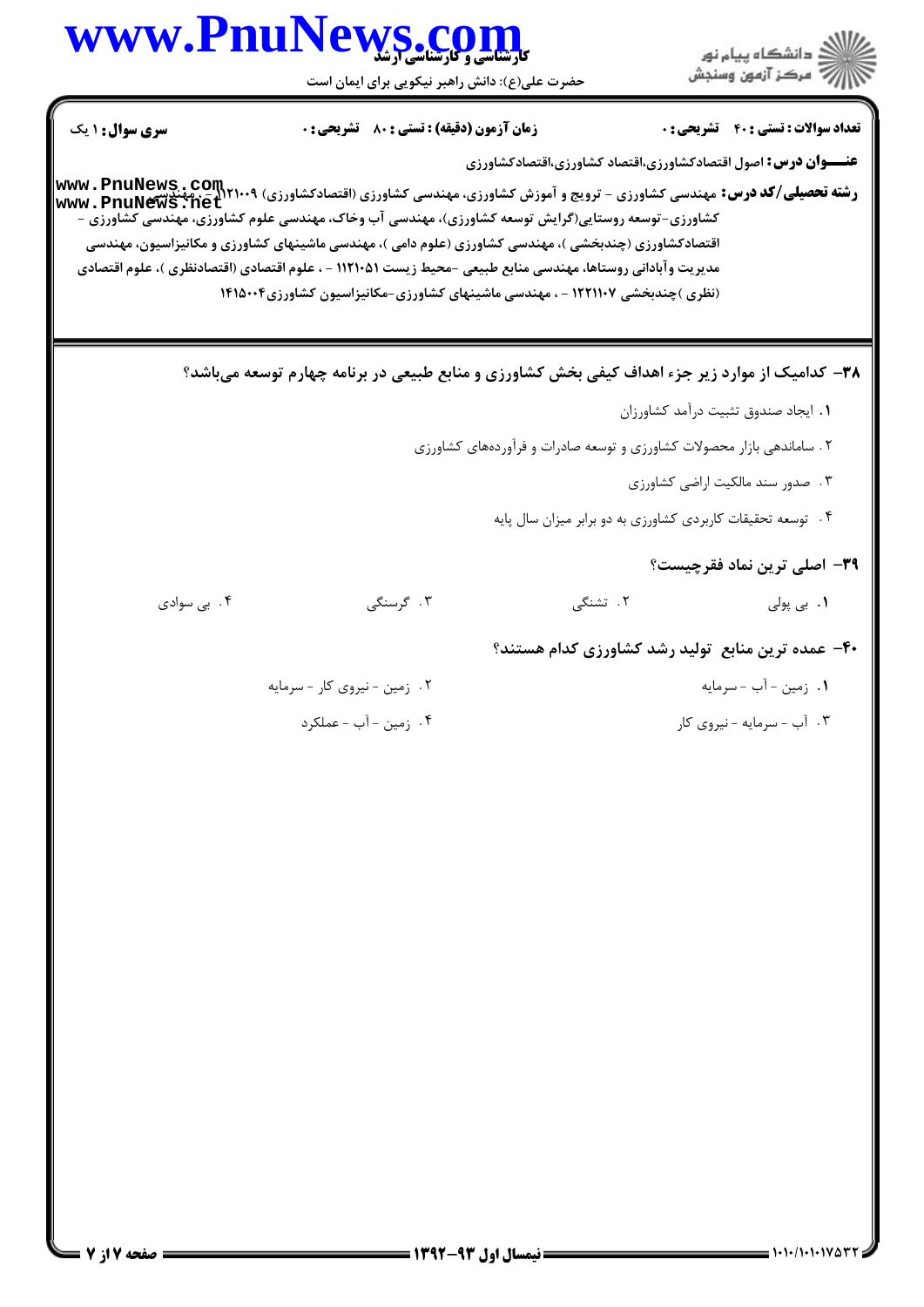**تعداد سوالات : تستی : ۴۰ تشریحی : ۰** | **زمان آزمون (دقیقه) : تستی : ۸۰ تشریحی : ۰** | **سری سوال : ۱ یک**

**عنـــوان درس:** اصول اقتصادکشاورزی،اقتصاد کشاورزی،اقتصادکشاورزی

**رشته تحصیلی/کد درس:** مهندسی کشاورزی - ترویج و آموزش کشاورزی، مهندسی کشاورزی (اقتصادکشاورزی) ۱۱۲۱۰۰۹ - ، مهندسی کشاورزی-توسعه روستایی(گرایش توسعه کشاورزی)، مهندسی آب وخاک، مهندسی علوم کشاورزی، مهندسی کشاورزی - اقتصادکشاورزی (چندبخشی )، مهندسی کشاورزی (علوم دامی )، مهندسی ماشینهای کشاورزی و مکانیزاسیون، مهندسی مدیریت وآبادانی روستاها، مهندسی منابع طبیعی -محیط زیست ۱۱۲۱۰۵۱ - ، علوم اقتصادی (اقتصادنظری )، علوم اقتصادی (نظری )چندبخشی ۱۲۲۱۱۰۷ - ، مهندسی ماشینهای کشاورزی-مکانیزاسیون کشاورزی۱۴۱۵۰۰۴

**۳۸- کدامیک از موارد زیر جزء اهداف کیفی بخش کشاورزی و منابع طبیعی در برنامه چهارم توسعه می‌باشد؟**

۱. ایجاد صندوق تثبیت درآمد کشاورزان

۲. ساماندهی بازار محصولات کشاورزی و توسعه صادرات و فرآورده‌های کشاورزی

۳. صدور سند مالکیت اراضی کشاورزی

۴. توسعه تحقیقات کاربردی کشاورزی به دو برابر میزان سال پایه

**۳۹- اصلی ترین نماد فقرچیست؟**

۱. بی پولی

۲. تشنگی

۳. گرسنگی

۴. بی سوادی

**۴۰- عمده ترین منابع تولید رشد کشاورزی کدام هستند؟**

۱. زمین - آب - سرمایه

۲. زمین - نیروی کار - سرمایه

۳. آب - سرمایه - نیروی کار

۴. زمین - آب - عملکرد